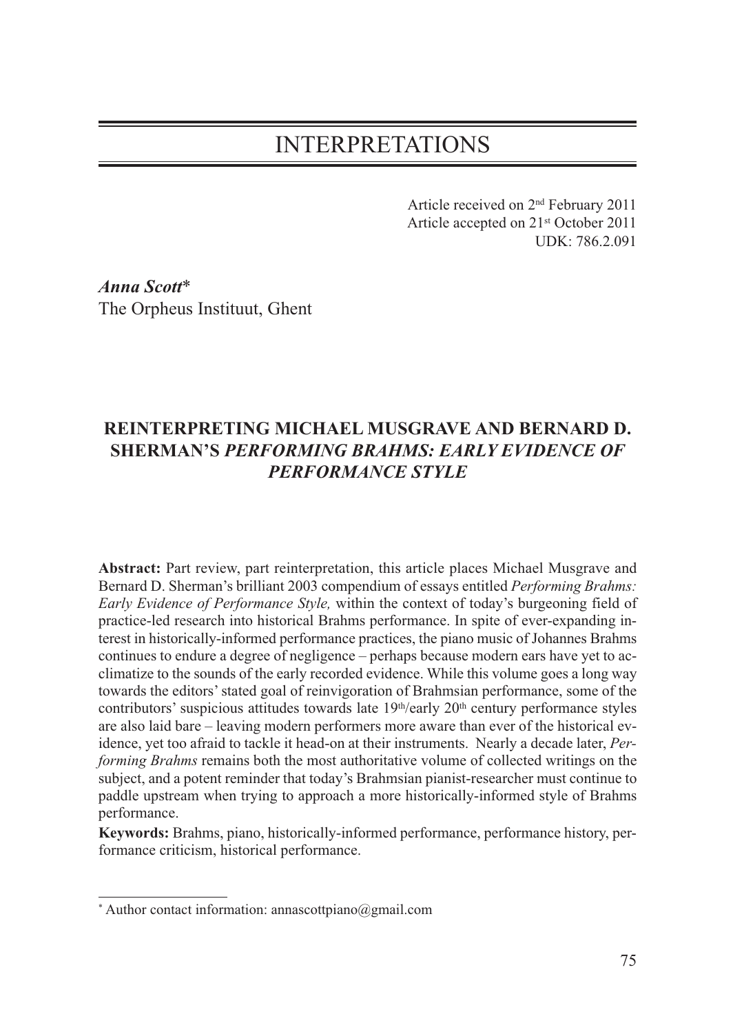# INTERPRETATIONS

Article received on 2nd February 2011
Article accepted on 21st October 2011
UDK: 786.2.091

***Anna Scott****
The Orpheus Instituut, Ghent

## REINTERPRETING MICHAEL MUSGRAVE AND BERNARD D. SHERMAN'S *PERFORMING BRAHMS: EARLY EVIDENCE OF PERFORMANCE STYLE*

**Abstract:** Part review, part reinterpretation, this article places Michael Musgrave and Bernard D. Sherman's brilliant 2003 compendium of essays entitled *Performing Brahms: Early Evidence of Performance Style,* within the context of today's burgeoning field of practice-led research into historical Brahms performance. In spite of ever-expanding interest in historically-informed performance practices, the piano music of Johannes Brahms continues to endure a degree of negligence – perhaps because modern ears have yet to acclimatize to the sounds of the early recorded evidence. While this volume goes a long way towards the editors' stated goal of reinvigoration of Brahmsian performance, some of the contributors' suspicious attitudes towards late 19th/early 20th century performance styles are also laid bare – leaving modern performers more aware than ever of the historical evidence, yet too afraid to tackle it head-on at their instruments. Nearly a decade later, *Performing Brahms* remains both the most authoritative volume of collected writings on the subject, and a potent reminder that today's Brahmsian pianist-researcher must continue to paddle upstream when trying to approach a more historically-informed style of Brahms performance.

**Keywords:** Brahms, piano, historically-informed performance, performance history, performance criticism, historical performance.

---

* Author contact information: annascottpiano@gmail.com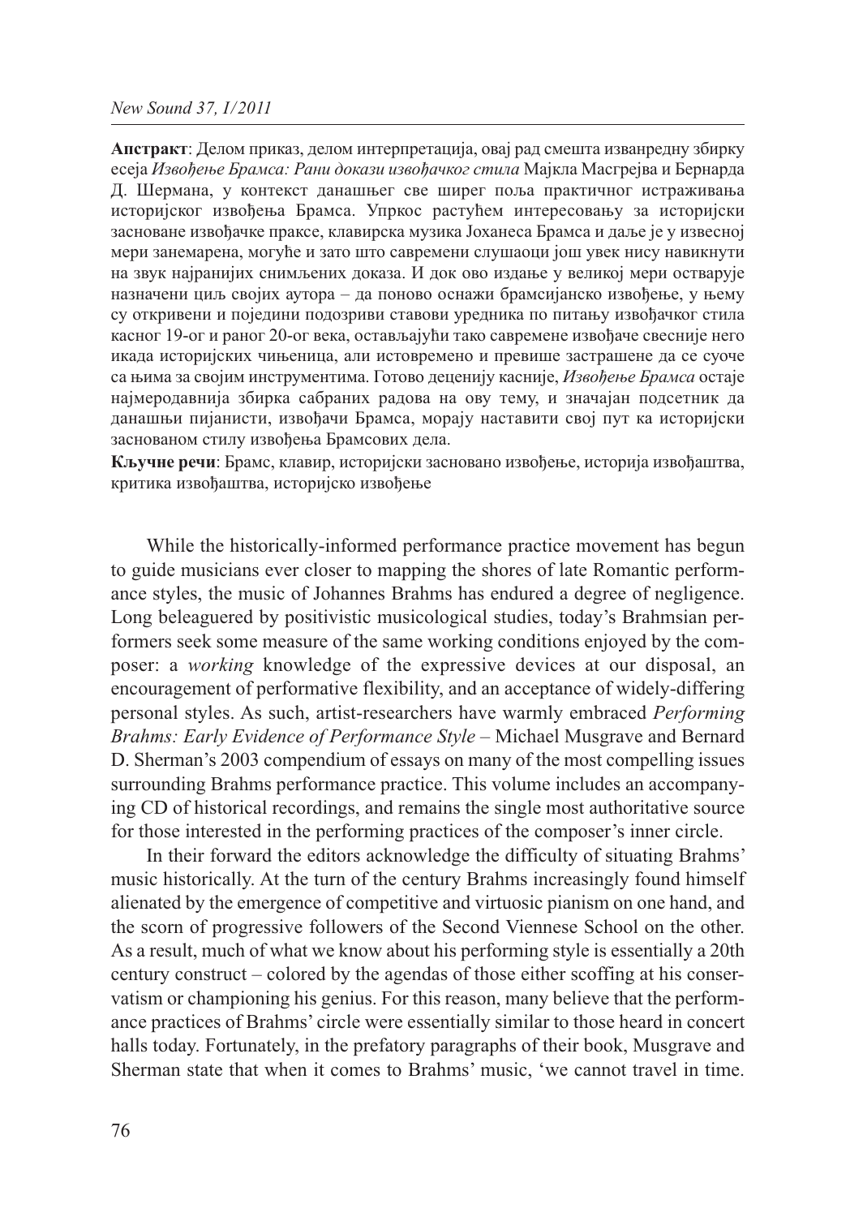**Апстракт**: Делом приказ, делом интерпретација, овај рад смешта изванредну збирку есеја *Извођење Брамса: Рани докази извођачког стила* Мајкла Масгрејва и Бернарда Д. Шермана, у контекст данашњег све ширег поља практичног истраживања историјског извођења Брамса. Упркос растућем интересовању за историјски засноване извођачке праксе, клавирска музика Јоханеса Брамса и даље је у извесној мери занемарена, могуће и зато што савремени слушаоци још увек нису навикнути на звук најранијих снимљених доказа. И док ово издање у великој мери остварује назначени циљ својих аутора – да поново оснажи брамсијанско извођење, у њему су откривени и поједини подозриви ставови уредника по питању извођачког стила касног 19-ог и раног 20-ог века, остављајући тако савремене извођаче свесније него икада историјских чињеница, али истовремено и превише застрашене да се суоче са њима за својим инструментима. Готово деценију касније, *Извођење Брамса* остаје најмеродавнија збирка сабраних радова на ову тему, и значајан подсетник да данашњи пијанисти, извођачи Брамса, морају наставити свој пут ка историјски заснованом стилу извођења Брамсових дела.

**Кључне речи**: Брамс, клавир, историјски засновано извођење, историја извођаштва, критика извођаштва, историјско извођење

While the historically-informed performance practice movement has begun to guide musicians ever closer to mapping the shores of late Romantic performance styles, the music of Johannes Brahms has endured a degree of negligence. Long beleaguered by positivistic musicological studies, today's Brahmsian performers seek some measure of the same working conditions enjoyed by the composer: a *working* knowledge of the expressive devices at our disposal, an encouragement of performative flexibility, and an acceptance of widely-differing personal styles. As such, artist-researchers have warmly embraced *Performing Brahms: Early Evidence of Performance Style* – Michael Musgrave and Bernard D. Sherman's 2003 compendium of essays on many of the most compelling issues surrounding Brahms performance practice. This volume includes an accompanying CD of historical recordings, and remains the single most authoritative source for those interested in the performing practices of the composer's inner circle.

In their forward the editors acknowledge the difficulty of situating Brahms' music historically. At the turn of the century Brahms increasingly found himself alienated by the emergence of competitive and virtuosic pianism on one hand, and the scorn of progressive followers of the Second Viennese School on the other. As a result, much of what we know about his performing style is essentially a 20th century construct – colored by the agendas of those either scoffing at his conservatism or championing his genius. For this reason, many believe that the performance practices of Brahms' circle were essentially similar to those heard in concert halls today. Fortunately, in the prefatory paragraphs of their book, Musgrave and Sherman state that when it comes to Brahms' music, 'we cannot travel in time.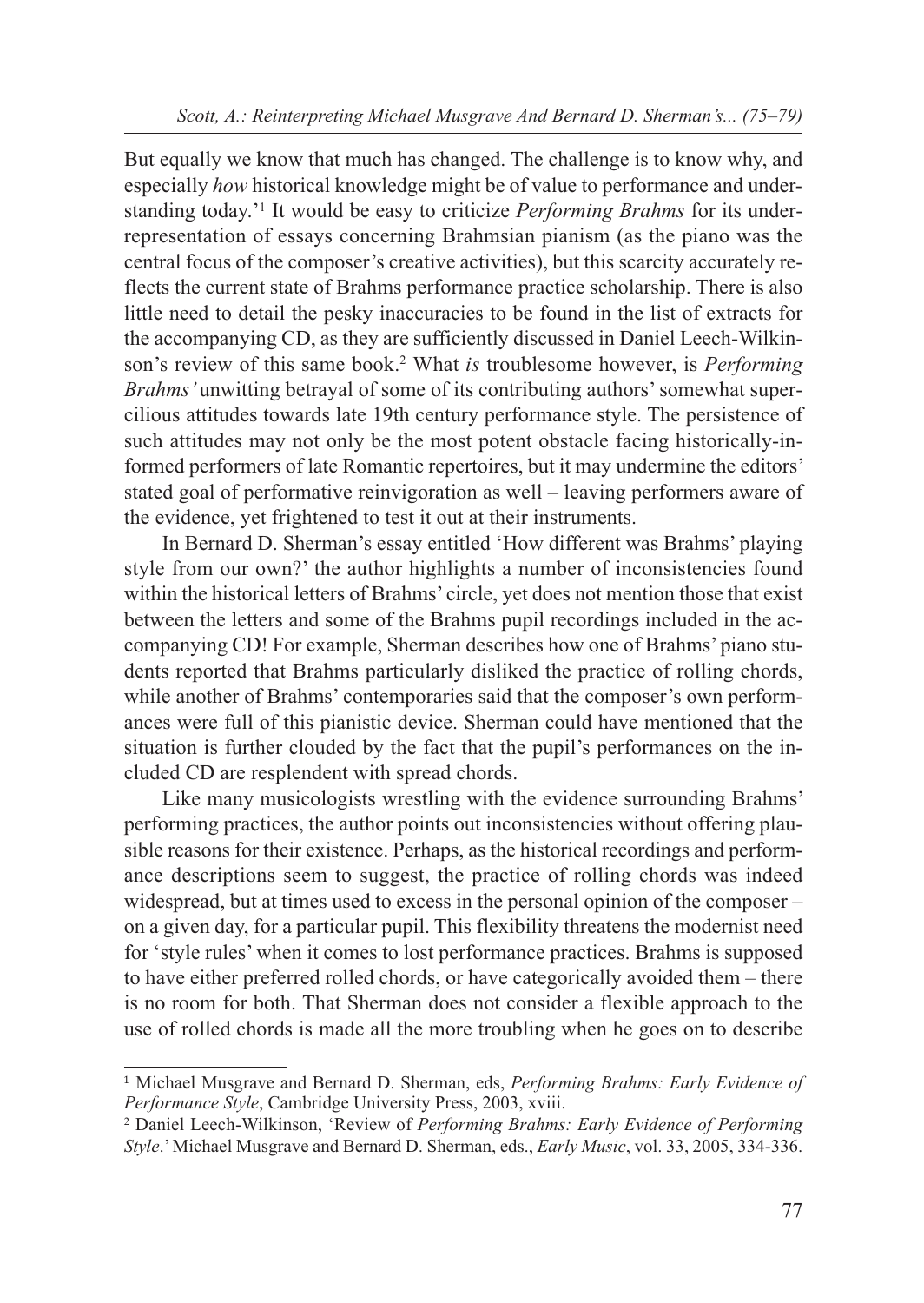But equally we know that much has changed. The challenge is to know why, and especially *how* historical knowledge might be of value to performance and understanding today.'[1] It would be easy to criticize *Performing Brahms* for its underrepresentation of essays concerning Brahmsian pianism (as the piano was the central focus of the composer's creative activities), but this scarcity accurately reflects the current state of Brahms performance practice scholarship. There is also little need to detail the pesky inaccuracies to be found in the list of extracts for the accompanying CD, as they are sufficiently discussed in Daniel Leech-Wilkinson's review of this same book.[2] What *is* troublesome however, is *Performing Brahms'* unwitting betrayal of some of its contributing authors' somewhat supercilious attitudes towards late 19th century performance style. The persistence of such attitudes may not only be the most potent obstacle facing historically-informed performers of late Romantic repertoires, but it may undermine the editors' stated goal of performative reinvigoration as well – leaving performers aware of the evidence, yet frightened to test it out at their instruments.

In Bernard D. Sherman's essay entitled 'How different was Brahms' playing style from our own?' the author highlights a number of inconsistencies found within the historical letters of Brahms' circle, yet does not mention those that exist between the letters and some of the Brahms pupil recordings included in the accompanying CD! For example, Sherman describes how one of Brahms' piano students reported that Brahms particularly disliked the practice of rolling chords, while another of Brahms' contemporaries said that the composer's own performances were full of this pianistic device. Sherman could have mentioned that the situation is further clouded by the fact that the pupil's performances on the included CD are resplendent with spread chords.

Like many musicologists wrestling with the evidence surrounding Brahms' performing practices, the author points out inconsistencies without offering plausible reasons for their existence. Perhaps, as the historical recordings and performance descriptions seem to suggest, the practice of rolling chords was indeed widespread, but at times used to excess in the personal opinion of the composer – on a given day, for a particular pupil. This flexibility threatens the modernist need for 'style rules' when it comes to lost performance practices. Brahms is supposed to have either preferred rolled chords, or have categorically avoided them – there is no room for both. That Sherman does not consider a flexible approach to the use of rolled chords is made all the more troubling when he goes on to describe

---

[1] Michael Musgrave and Bernard D. Sherman, eds, *Performing Brahms: Early Evidence of Performance Style*, Cambridge University Press, 2003, xviii.

[2] Daniel Leech-Wilkinson, 'Review of *Performing Brahms: Early Evidence of Performing Style*.' Michael Musgrave and Bernard D. Sherman, eds., *Early Music*, vol. 33, 2005, 334-336.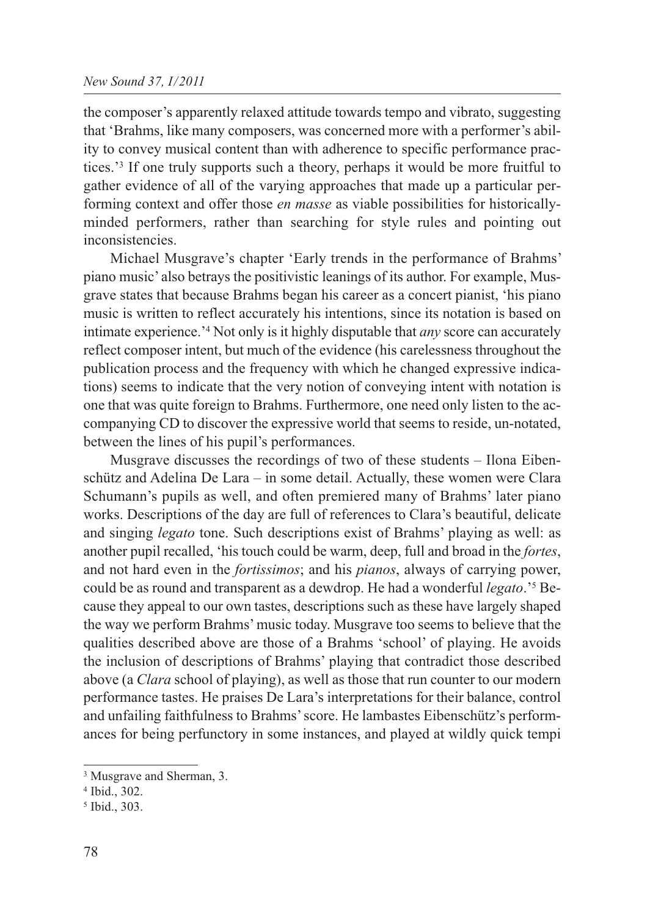the composer's apparently relaxed attitude towards tempo and vibrato, suggesting that 'Brahms, like many composers, was concerned more with a performer's ability to convey musical content than with adherence to specific performance practices.'[3] If one truly supports such a theory, perhaps it would be more fruitful to gather evidence of all of the varying approaches that made up a particular performing context and offer those *en masse* as viable possibilities for historically-minded performers, rather than searching for style rules and pointing out inconsistencies.

Michael Musgrave's chapter 'Early trends in the performance of Brahms' piano music' also betrays the positivistic leanings of its author. For example, Musgrave states that because Brahms began his career as a concert pianist, 'his piano music is written to reflect accurately his intentions, since its notation is based on intimate experience.'[4] Not only is it highly disputable that *any* score can accurately reflect composer intent, but much of the evidence (his carelessness throughout the publication process and the frequency with which he changed expressive indications) seems to indicate that the very notion of conveying intent with notation is one that was quite foreign to Brahms. Furthermore, one need only listen to the accompanying CD to discover the expressive world that seems to reside, un-notated, between the lines of his pupil's performances.

Musgrave discusses the recordings of two of these students – Ilona Eibenschütz and Adelina De Lara – in some detail. Actually, these women were Clara Schumann's pupils as well, and often premiered many of Brahms' later piano works. Descriptions of the day are full of references to Clara's beautiful, delicate and singing *legato* tone. Such descriptions exist of Brahms' playing as well: as another pupil recalled, 'his touch could be warm, deep, full and broad in the *fortes*, and not hard even in the *fortissimos*; and his *pianos*, always of carrying power, could be as round and transparent as a dewdrop. He had a wonderful *legato*.'[5] Because they appeal to our own tastes, descriptions such as these have largely shaped the way we perform Brahms' music today. Musgrave too seems to believe that the qualities described above are those of a Brahms 'school' of playing. He avoids the inclusion of descriptions of Brahms' playing that contradict those described above (a *Clara* school of playing), as well as those that run counter to our modern performance tastes. He praises De Lara's interpretations for their balance, control and unfailing faithfulness to Brahms' score. He lambastes Eibenschütz's performances for being perfunctory in some instances, and played at wildly quick tempi

[3] Musgrave and Sherman, 3.

[4] Ibid., 302.

[5] Ibid., 303.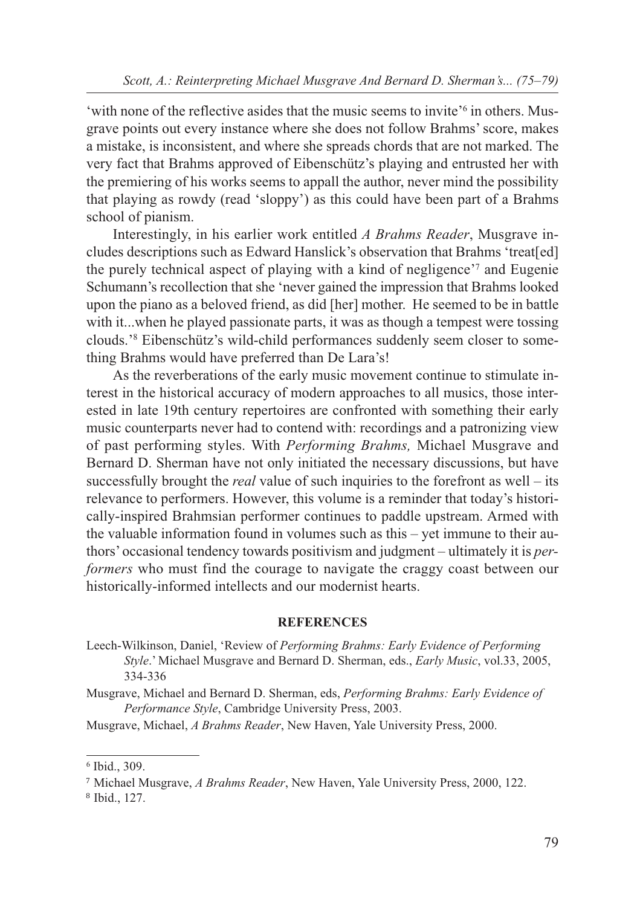'with none of the reflective asides that the music seems to invite'[6] in others. Musgrave points out every instance where she does not follow Brahms' score, makes a mistake, is inconsistent, and where she spreads chords that are not marked. The very fact that Brahms approved of Eibenschütz's playing and entrusted her with the premiering of his works seems to appall the author, never mind the possibility that playing as rowdy (read 'sloppy') as this could have been part of a Brahms school of pianism.

Interestingly, in his earlier work entitled *A Brahms Reader*, Musgrave includes descriptions such as Edward Hanslick's observation that Brahms 'treat[ed] the purely technical aspect of playing with a kind of negligence'[7] and Eugenie Schumann's recollection that she 'never gained the impression that Brahms looked upon the piano as a beloved friend, as did [her] mother. He seemed to be in battle with it...when he played passionate parts, it was as though a tempest were tossing clouds.'[8] Eibenschütz's wild-child performances suddenly seem closer to something Brahms would have preferred than De Lara's!

As the reverberations of the early music movement continue to stimulate interest in the historical accuracy of modern approaches to all musics, those interested in late 19th century repertoires are confronted with something their early music counterparts never had to contend with: recordings and a patronizing view of past performing styles. With *Performing Brahms,* Michael Musgrave and Bernard D. Sherman have not only initiated the necessary discussions, but have successfully brought the *real* value of such inquiries to the forefront as well – its relevance to performers. However, this volume is a reminder that today's historically-inspired Brahmsian performer continues to paddle upstream. Armed with the valuable information found in volumes such as this – yet immune to their authors' occasional tendency towards positivism and judgment – ultimately it is *performers* who must find the courage to navigate the craggy coast between our historically-informed intellects and our modernist hearts.

## REFERENCES

Leech-Wilkinson, Daniel, 'Review of *Performing Brahms: Early Evidence of Performing Style*.' Michael Musgrave and Bernard D. Sherman, eds., *Early Music*, vol.33, 2005, 334-336

Musgrave, Michael and Bernard D. Sherman, eds, *Performing Brahms: Early Evidence of Performance Style*, Cambridge University Press, 2003.

Musgrave, Michael, *A Brahms Reader*, New Haven, Yale University Press, 2000.

---

[6] Ibid., 309.

[7] Michael Musgrave, *A Brahms Reader*, New Haven, Yale University Press, 2000, 122.

[8] Ibid., 127.